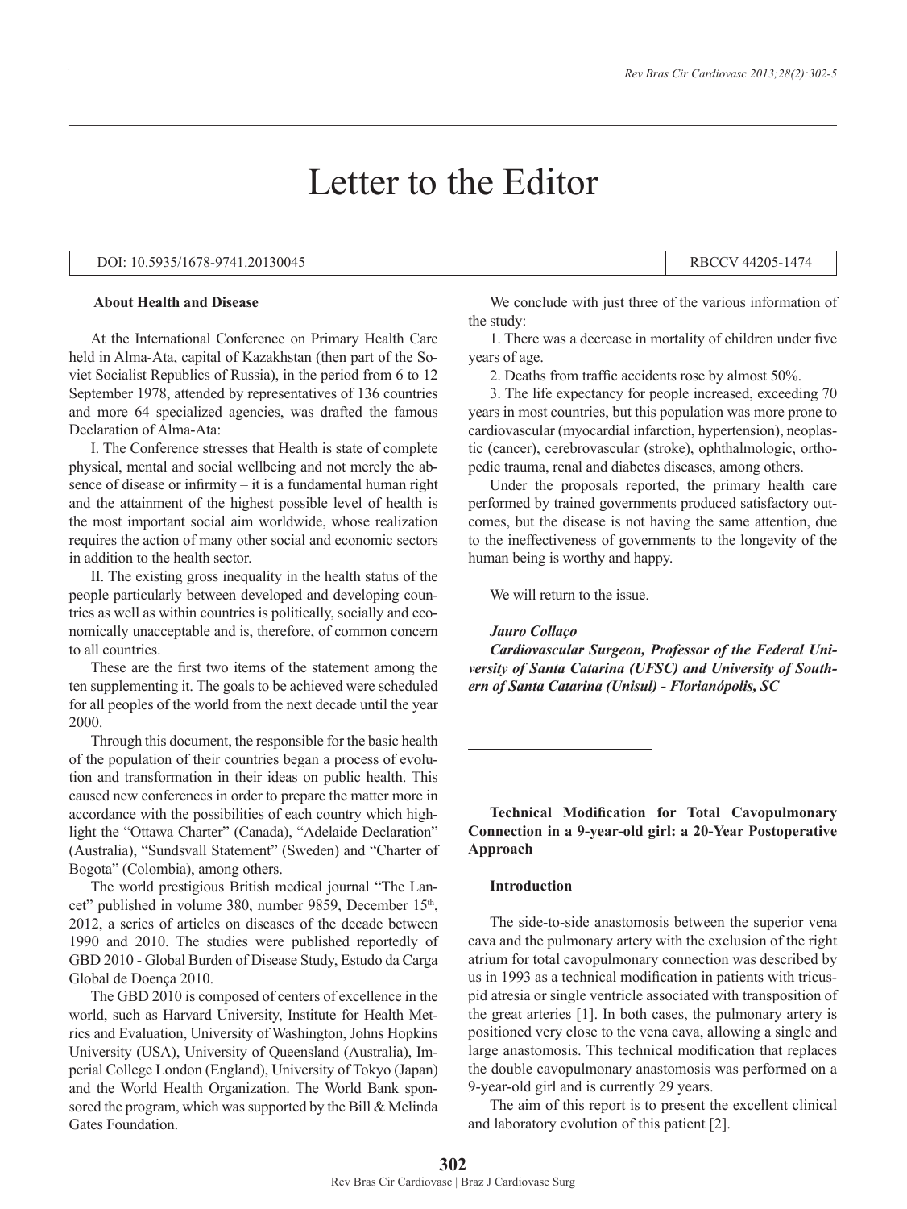# Letter to the Editor

DOI: 10.5935/1678-9741.20130045

RBCCV 44205-1474

**About Health and Disease**

At the International Conference on Primary Health Care held in Alma-Ata, capital of Kazakhstan (then part of the Soviet Socialist Republics of Russia), in the period from 6 to 12 September 1978, attended by representatives of 136 countries and more 64 specialized agencies, was drafted the famous Declaration of Alma-Ata:

I. The Conference stresses that Health is state of complete physical, mental and social wellbeing and not merely the absence of disease or infirmity – it is a fundamental human right and the attainment of the highest possible level of health is the most important social aim worldwide, whose realization requires the action of many other social and economic sectors in addition to the health sector.

II. The existing gross inequality in the health status of the people particularly between developed and developing countries as well as within countries is politically, socially and economically unacceptable and is, therefore, of common concern to all countries.

These are the first two items of the statement among the ten supplementing it. The goals to be achieved were scheduled for all peoples of the world from the next decade until the year 2000.

Through this document, the responsible for the basic health of the population of their countries began a process of evolution and transformation in their ideas on public health. This caused new conferences in order to prepare the matter more in accordance with the possibilities of each country which highlight the "Ottawa Charter" (Canada), "Adelaide Declaration" (Australia), "Sundsvall Statement" (Sweden) and "Charter of Bogota" (Colombia), among others.

The world prestigious British medical journal "The Lancet" published in volume 380, number 9859, December 15th, 2012, a series of articles on diseases of the decade between 1990 and 2010. The studies were published reportedly of GBD 2010 - Global Burden of Disease Study, Estudo da Carga Global de Doença 2010.

The GBD 2010 is composed of centers of excellence in the world, such as Harvard University, Institute for Health Metrics and Evaluation, University of Washington, Johns Hopkins University (USA), University of Queensland (Australia), Imperial College London (England), University of Tokyo (Japan) and the World Health Organization. The World Bank sponsored the program, which was supported by the Bill & Melinda Gates Foundation.

We conclude with just three of the various information of the study:

1. There was a decrease in mortality of children under five years of age.

2. Deaths from traffic accidents rose by almost 50%.

3. The life expectancy for people increased, exceeding 70 years in most countries, but this population was more prone to cardiovascular (myocardial infarction, hypertension), neoplastic (cancer), cerebrovascular (stroke), ophthalmologic, orthopedic trauma, renal and diabetes diseases, among others.

Under the proposals reported, the primary health care performed by trained governments produced satisfactory outcomes, but the disease is not having the same attention, due to the ineffectiveness of governments to the longevity of the human being is worthy and happy.

We will return to the issue.

***Jauro Collaço***
***Cardiovascular Surgeon, Professor of the Federal University of Santa Catarina (UFSC) and University of Southern of Santa Catarina (Unisul) - Florianópolis, SC***

---

**Technical Modification for Total Cavopulmonary Connection in a 9-year-old girl: a 20-Year Postoperative Approach**

**Introduction**

The side-to-side anastomosis between the superior vena cava and the pulmonary artery with the exclusion of the right atrium for total cavopulmonary connection was described by us in 1993 as a technical modification in patients with tricuspid atresia or single ventricle associated with transposition of the great arteries [1]. In both cases, the pulmonary artery is positioned very close to the vena cava, allowing a single and large anastomosis. This technical modification that replaces the double cavopulmonary anastomosis was performed on a 9-year-old girl and is currently 29 years.

The aim of this report is to present the excellent clinical and laboratory evolution of this patient [2].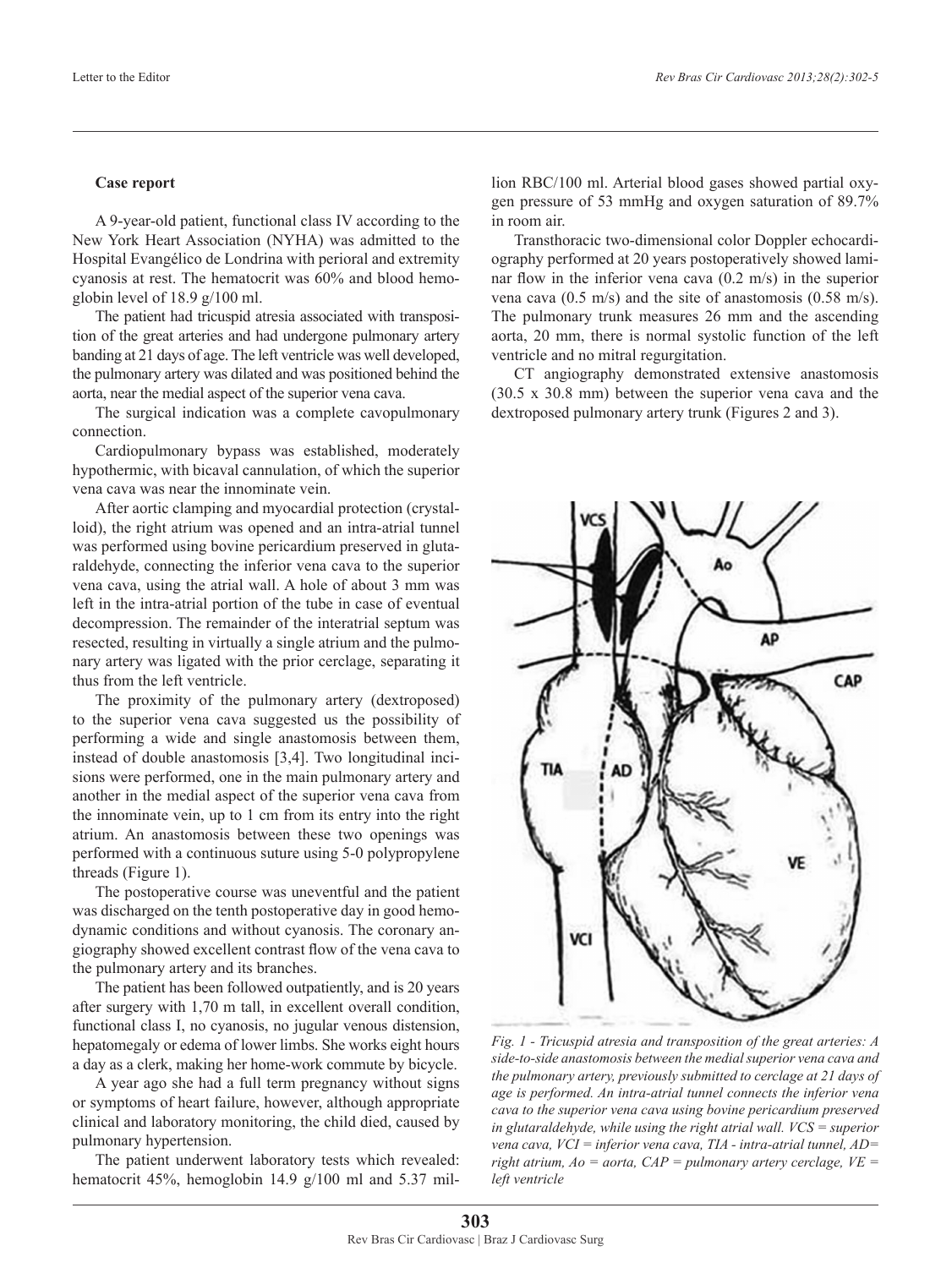## Case report

A 9-year-old patient, functional class IV according to the New York Heart Association (NYHA) was admitted to the Hospital Evangélico de Londrina with perioral and extremity cyanosis at rest. The hematocrit was 60% and blood hemoglobin level of 18.9 g/100 ml.

The patient had tricuspid atresia associated with transposition of the great arteries and had undergone pulmonary artery banding at 21 days of age. The left ventricle was well developed, the pulmonary artery was dilated and was positioned behind the aorta, near the medial aspect of the superior vena cava.

The surgical indication was a complete cavopulmonary connection.

Cardiopulmonary bypass was established, moderately hypothermic, with bicaval cannulation, of which the superior vena cava was near the innominate vein.

After aortic clamping and myocardial protection (crystalloid), the right atrium was opened and an intra-atrial tunnel was performed using bovine pericardium preserved in glutaraldehyde, connecting the inferior vena cava to the superior vena cava, using the atrial wall. A hole of about 3 mm was left in the intra-atrial portion of the tube in case of eventual decompression. The remainder of the interatrial septum was resected, resulting in virtually a single atrium and the pulmonary artery was ligated with the prior cerclage, separating it thus from the left ventricle.

The proximity of the pulmonary artery (dextroposed) to the superior vena cava suggested us the possibility of performing a wide and single anastomosis between them, instead of double anastomosis [3,4]. Two longitudinal incisions were performed, one in the main pulmonary artery and another in the medial aspect of the superior vena cava from the innominate vein, up to 1 cm from its entry into the right atrium. An anastomosis between these two openings was performed with a continuous suture using 5-0 polypropylene threads (Figure 1).

The postoperative course was uneventful and the patient was discharged on the tenth postoperative day in good hemodynamic conditions and without cyanosis. The coronary angiography showed excellent contrast flow of the vena cava to the pulmonary artery and its branches.

The patient has been followed outpatiently, and is 20 years after surgery with 1,70 m tall, in excellent overall condition, functional class I, no cyanosis, no jugular venous distension, hepatomegaly or edema of lower limbs. She works eight hours a day as a clerk, making her home-work commute by bicycle.

A year ago she had a full term pregnancy without signs or symptoms of heart failure, however, although appropriate clinical and laboratory monitoring, the child died, caused by pulmonary hypertension.

The patient underwent laboratory tests which revealed: hematocrit 45%, hemoglobin 14.9 g/100 ml and 5.37 million RBC/100 ml. Arterial blood gases showed partial oxygen pressure of 53 mmHg and oxygen saturation of 89.7% in room air.

Transthoracic two-dimensional color Doppler echocardiography performed at 20 years postoperatively showed laminar flow in the inferior vena cava (0.2 m/s) in the superior vena cava (0.5 m/s) and the site of anastomosis (0.58 m/s). The pulmonary trunk measures 26 mm and the ascending aorta, 20 mm, there is normal systolic function of the left ventricle and no mitral regurgitation.

CT angiography demonstrated extensive anastomosis (30.5 x 30.8 mm) between the superior vena cava and the dextroposed pulmonary artery trunk (Figures 2 and 3).

VCS
Ao
AP
CAP
TIA
AD
VE
VCI

*Fig. 1 - Tricuspid atresia and transposition of the great arteries: A side-to-side anastomosis between the medial superior vena cava and the pulmonary artery, previously submitted to cerclage at 21 days of age is performed. An intra-atrial tunnel connects the inferior vena cava to the superior vena cava using bovine pericardium preserved in glutaraldehyde, while using the right atrial wall. VCS = superior vena cava, VCI = inferior vena cava, TIA - intra-atrial tunnel, AD= right atrium, Ao = aorta, CAP = pulmonary artery cerclage, VE = left ventricle*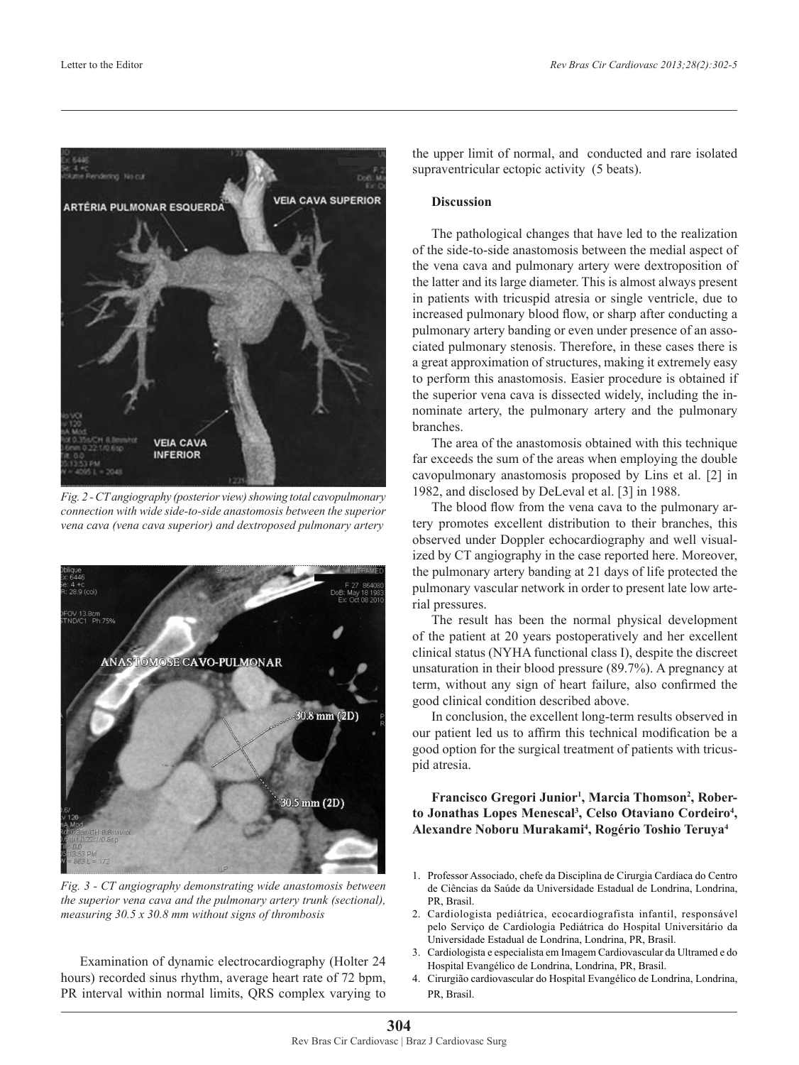*Fig. 2 - CT angiography (posterior view) showing total cavopulmonary connection with wide side-to-side anastomosis between the superior vena cava (vena cava superior) and dextroposed pulmonary artery*

*Fig. 3 - CT angiography demonstrating wide anastomosis between the superior vena cava and the pulmonary artery trunk (sectional), measuring 30.5 x 30.8 mm without signs of thrombosis*

Examination of dynamic electrocardiography (Holter 24 hours) recorded sinus rhythm, average heart rate of 72 bpm, PR interval within normal limits, QRS complex varying to the upper limit of normal, and conducted and rare isolated supraventricular ectopic activity (5 beats).

### Discussion

The pathological changes that have led to the realization of the side-to-side anastomosis between the medial aspect of the vena cava and pulmonary artery were dextroposition of the latter and its large diameter. This is almost always present in patients with tricuspid atresia or single ventricle, due to increased pulmonary blood flow, or sharp after conducting a pulmonary artery banding or even under presence of an associated pulmonary stenosis. Therefore, in these cases there is a great approximation of structures, making it extremely easy to perform this anastomosis. Easier procedure is obtained if the superior vena cava is dissected widely, including the innominate artery, the pulmonary artery and the pulmonary branches.

The area of the anastomosis obtained with this technique far exceeds the sum of the areas when employing the double cavopulmonary anastomosis proposed by Lins et al. [2] in 1982, and disclosed by DeLeval et al. [3] in 1988.

The blood flow from the vena cava to the pulmonary artery promotes excellent distribution to their branches, this observed under Doppler echocardiography and well visualized by CT angiography in the case reported here. Moreover, the pulmonary artery banding at 21 days of life protected the pulmonary vascular network in order to present late low arterial pressures.

The result has been the normal physical development of the patient at 20 years postoperatively and her excellent clinical status (NYHA functional class I), despite the discreet unsaturation in their blood pressure (89.7%). A pregnancy at term, without any sign of heart failure, also confirmed the good clinical condition described above.

In conclusion, the excellent long-term results observed in our patient led us to affirm this technical modification be a good option for the surgical treatment of patients with tricuspid atresia.

**Francisco Gregori Junior[1], Marcia Thomson[2], Roberto Jonathas Lopes Menescal[3], Celso Otaviano Cordeiro[4], Alexandre Noboru Murakami[4], Rogério Toshio Teruya[4]**

1. Professor Associado, chefe da Disciplina de Cirurgia Cardíaca do Centro de Ciências da Saúde da Universidade Estadual de Londrina, Londrina, PR, Brasil.
2. Cardiologista pediátrica, ecocardiografista infantil, responsável pelo Serviço de Cardiologia Pediátrica do Hospital Universitário da Universidade Estadual de Londrina, Londrina, PR, Brasil.
3. Cardiologista e especialista em Imagem Cardiovascular da Ultramed e do Hospital Evangélico de Londrina, Londrina, PR, Brasil.
4. Cirurgião cardiovascular do Hospital Evangélico de Londrina, Londrina, PR, Brasil.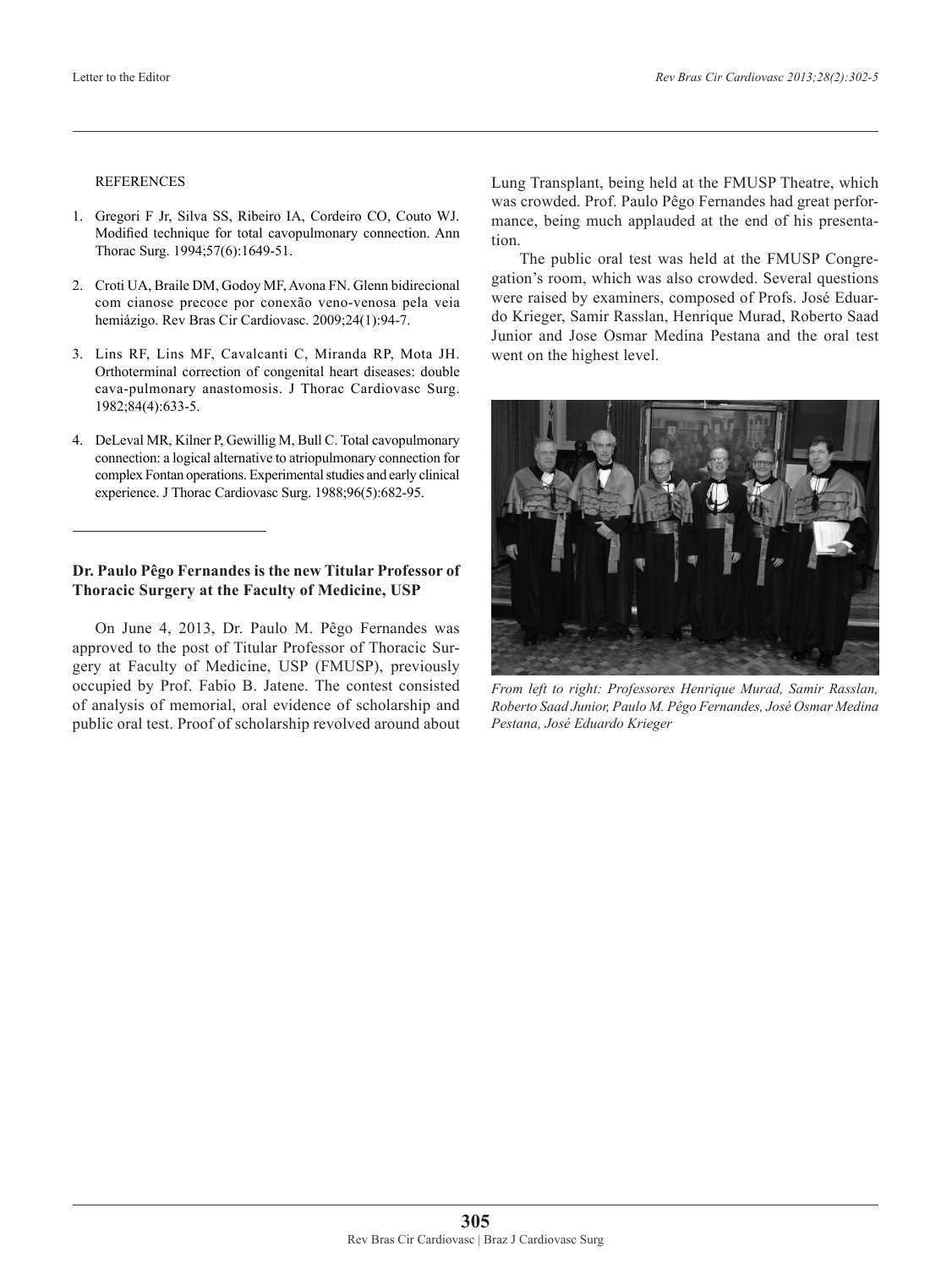REFERENCES

1. Gregori F Jr, Silva SS, Ribeiro IA, Cordeiro CO, Couto WJ. Modified technique for total cavopulmonary connection. Ann Thorac Surg. 1994;57(6):1649-51.

2. Croti UA, Braile DM, Godoy MF, Avona FN. Glenn bidirecional com cianose precoce por conexão veno-venosa pela veia hemiázigo. Rev Bras Cir Cardiovasc. 2009;24(1):94-7.

3. Lins RF, Lins MF, Cavalcanti C, Miranda RP, Mota JH. Orthoterminal correction of congenital heart diseases: double cava-pulmonary anastomosis. J Thorac Cardiovasc Surg. 1982;84(4):633-5.

4. DeLeval MR, Kilner P, Gewillig M, Bull C. Total cavopulmonary connection: a logical alternative to atriopulmonary connection for complex Fontan operations. Experimental studies and early clinical experience. J Thorac Cardiovasc Surg. 1988;96(5):682-95.

## Dr. Paulo Pêgo Fernandes is the new Titular Professor of Thoracic Surgery at the Faculty of Medicine, USP

On June 4, 2013, Dr. Paulo M. Pêgo Fernandes was approved to the post of Titular Professor of Thoracic Surgery at Faculty of Medicine, USP (FMUSP), previously occupied by Prof. Fabio B. Jatene. The contest consisted of analysis of memorial, oral evidence of scholarship and public oral test. Proof of scholarship revolved around about Lung Transplant, being held at the FMUSP Theatre, which was crowded. Prof. Paulo Pêgo Fernandes had great performance, being much applauded at the end of his presentation.

The public oral test was held at the FMUSP Congregation's room, which was also crowded. Several questions were raised by examiners, composed of Profs. José Eduardo Krieger, Samir Rasslan, Henrique Murad, Roberto Saad Junior and Jose Osmar Medina Pestana and the oral test went on the highest level.

*From left to right: Professores Henrique Murad, Samir Rasslan, Roberto Saad Junior, Paulo M. Pêgo Fernandes, José Osmar Medina Pestana, José Eduardo Krieger*